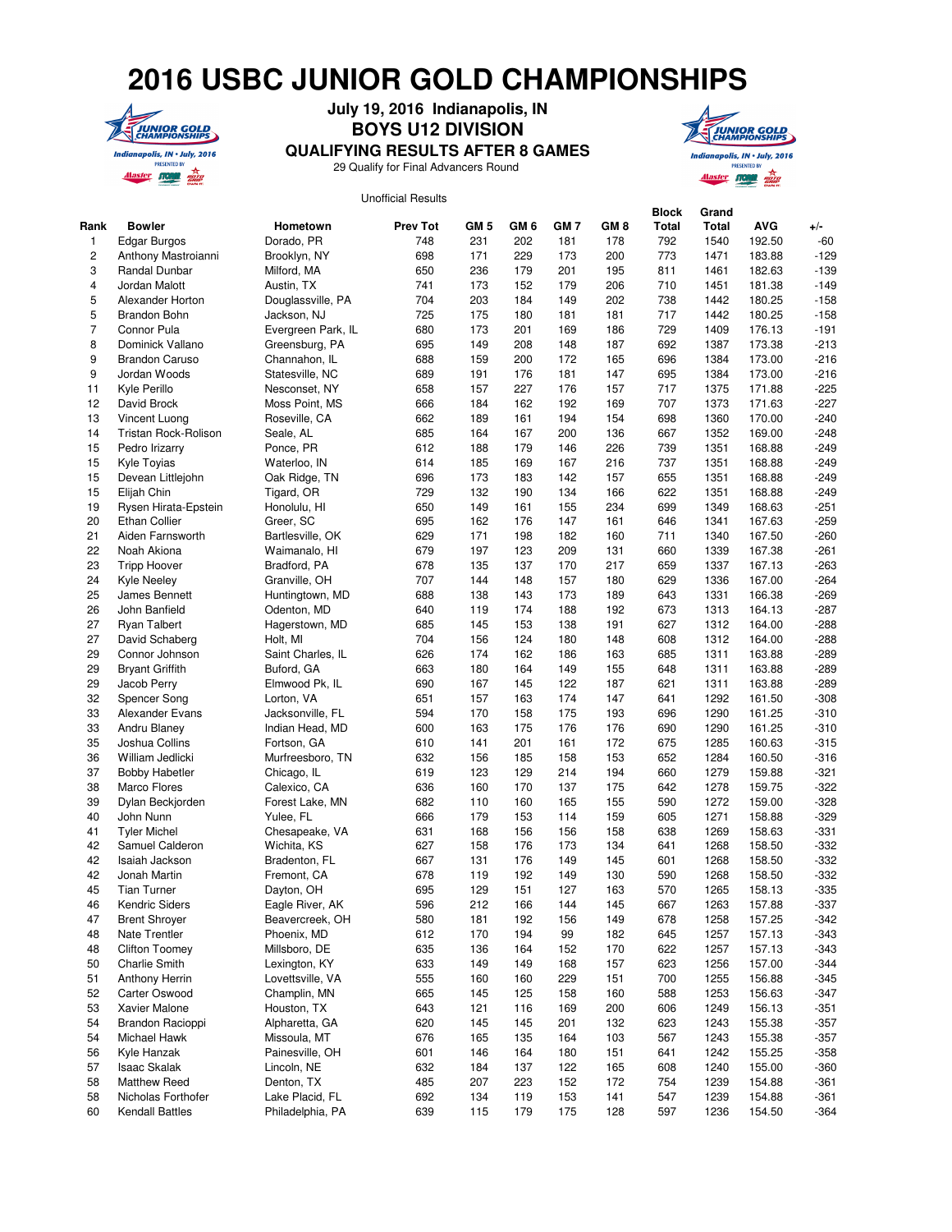# 2016 USBC JUNIOR GOLD CHAMPIONSHIPS

**July 19, 2016 Indianapolis, IN**

**BOYS U12 DIVISION**

**QUALIFYING RESULTS AFTER 8 GAMES**

29 Qualify for Final Advancers Round

Unofficial Results

| Rank | Bowler | Hometown | Prev Tot | GM 5 | GM 6 | GM 7 | GM 8 | Block Total | Grand Total | AVG | +/- |
|---|---|---|---|---|---|---|---|---|---|---|---|
| 1 | Edgar Burgos | Dorado, PR | 748 | 231 | 202 | 181 | 178 | 792 | 1540 | 192.50 | -60 |
| 2 | Anthony Mastroianni | Brooklyn, NY | 698 | 171 | 229 | 173 | 200 | 773 | 1471 | 183.88 | -129 |
| 3 | Randal Dunbar | Milford, MA | 650 | 236 | 179 | 201 | 195 | 811 | 1461 | 182.63 | -139 |
| 4 | Jordan Malott | Austin, TX | 741 | 173 | 152 | 179 | 206 | 710 | 1451 | 181.38 | -149 |
| 5 | Alexander Horton | Douglassville, PA | 704 | 203 | 184 | 149 | 202 | 738 | 1442 | 180.25 | -158 |
| 5 | Brandon Bohn | Jackson, NJ | 725 | 175 | 180 | 181 | 181 | 717 | 1442 | 180.25 | -158 |
| 7 | Connor Pula | Evergreen Park, IL | 680 | 173 | 201 | 169 | 186 | 729 | 1409 | 176.13 | -191 |
| 8 | Dominick Vallano | Greensburg, PA | 695 | 149 | 208 | 148 | 187 | 692 | 1387 | 173.38 | -213 |
| 9 | Brandon Caruso | Channahon, IL | 688 | 159 | 200 | 172 | 165 | 696 | 1384 | 173.00 | -216 |
| 9 | Jordan Woods | Statesville, NC | 689 | 191 | 176 | 181 | 147 | 695 | 1384 | 173.00 | -216 |
| 11 | Kyle Perillo | Nesconset, NY | 658 | 157 | 227 | 176 | 157 | 717 | 1375 | 171.88 | -225 |
| 12 | David Brock | Moss Point, MS | 666 | 184 | 162 | 192 | 169 | 707 | 1373 | 171.63 | -227 |
| 13 | Vincent Luong | Roseville, CA | 662 | 189 | 161 | 194 | 154 | 698 | 1360 | 170.00 | -240 |
| 14 | Tristan Rock-Rolison | Seale, AL | 685 | 164 | 167 | 200 | 136 | 667 | 1352 | 169.00 | -248 |
| 15 | Pedro Irizarry | Ponce, PR | 612 | 188 | 179 | 146 | 226 | 739 | 1351 | 168.88 | -249 |
| 15 | Kyle Toyias | Waterloo, IN | 614 | 185 | 169 | 167 | 216 | 737 | 1351 | 168.88 | -249 |
| 15 | Devean Littlejohn | Oak Ridge, TN | 696 | 173 | 183 | 142 | 157 | 655 | 1351 | 168.88 | -249 |
| 15 | Elijah Chin | Tigard, OR | 729 | 132 | 190 | 134 | 166 | 622 | 1351 | 168.88 | -249 |
| 19 | Rysen Hirata-Epstein | Honolulu, HI | 650 | 149 | 161 | 155 | 234 | 699 | 1349 | 168.63 | -251 |
| 20 | Ethan Collier | Greer, SC | 695 | 162 | 176 | 147 | 161 | 646 | 1341 | 167.63 | -259 |
| 21 | Aiden Farnsworth | Bartlesville, OK | 629 | 171 | 198 | 182 | 160 | 711 | 1340 | 167.50 | -260 |
| 22 | Noah Akiona | Waimanalo, HI | 679 | 197 | 123 | 209 | 131 | 660 | 1339 | 167.38 | -261 |
| 23 | Tripp Hoover | Bradford, PA | 678 | 135 | 137 | 170 | 217 | 659 | 1337 | 167.13 | -263 |
| 24 | Kyle Neeley | Granville, OH | 707 | 144 | 148 | 157 | 180 | 629 | 1336 | 167.00 | -264 |
| 25 | James Bennett | Huntingtown, MD | 688 | 138 | 143 | 173 | 189 | 643 | 1331 | 166.38 | -269 |
| 26 | John Banfield | Odenton, MD | 640 | 119 | 174 | 188 | 192 | 673 | 1313 | 164.13 | -287 |
| 27 | Ryan Talbert | Hagerstown, MD | 685 | 145 | 153 | 138 | 191 | 627 | 1312 | 164.00 | -288 |
| 27 | David Schaberg | Holt, MI | 704 | 156 | 124 | 180 | 148 | 608 | 1312 | 164.00 | -288 |
| 29 | Connor Johnson | Saint Charles, IL | 626 | 174 | 162 | 186 | 163 | 685 | 1311 | 163.88 | -289 |
| 29 | Bryant Griffith | Buford, GA | 663 | 180 | 164 | 149 | 155 | 648 | 1311 | 163.88 | -289 |
| 29 | Jacob Perry | Elmwood Pk, IL | 690 | 167 | 145 | 122 | 187 | 621 | 1311 | 163.88 | -289 |
| 32 | Spencer Song | Lorton, VA | 651 | 157 | 163 | 174 | 147 | 641 | 1292 | 161.50 | -308 |
| 33 | Alexander Evans | Jacksonville, FL | 594 | 170 | 158 | 175 | 193 | 696 | 1290 | 161.25 | -310 |
| 33 | Andru Blaney | Indian Head, MD | 600 | 163 | 175 | 176 | 176 | 690 | 1290 | 161.25 | -310 |
| 35 | Joshua Collins | Fortson, GA | 610 | 141 | 201 | 161 | 172 | 675 | 1285 | 160.63 | -315 |
| 36 | William Jedlicki | Murfreesboro, TN | 632 | 156 | 185 | 158 | 153 | 652 | 1284 | 160.50 | -316 |
| 37 | Bobby Habetler | Chicago, IL | 619 | 123 | 129 | 214 | 194 | 660 | 1279 | 159.88 | -321 |
| 38 | Marco Flores | Calexico, CA | 636 | 160 | 170 | 137 | 175 | 642 | 1278 | 159.75 | -322 |
| 39 | Dylan Beckjorden | Forest Lake, MN | 682 | 110 | 160 | 165 | 155 | 590 | 1272 | 159.00 | -328 |
| 40 | John Nunn | Yulee, FL | 666 | 179 | 153 | 114 | 159 | 605 | 1271 | 158.88 | -329 |
| 41 | Tyler Michel | Chesapeake, VA | 631 | 168 | 156 | 156 | 158 | 638 | 1269 | 158.63 | -331 |
| 42 | Samuel Calderon | Wichita, KS | 627 | 158 | 176 | 173 | 134 | 641 | 1268 | 158.50 | -332 |
| 42 | Isaiah Jackson | Bradenton, FL | 667 | 131 | 176 | 149 | 145 | 601 | 1268 | 158.50 | -332 |
| 42 | Jonah Martin | Fremont, CA | 678 | 119 | 192 | 149 | 130 | 590 | 1268 | 158.50 | -332 |
| 45 | Tian Turner | Dayton, OH | 695 | 129 | 151 | 127 | 163 | 570 | 1265 | 158.13 | -335 |
| 46 | Kendric Siders | Eagle River, AK | 596 | 212 | 166 | 144 | 145 | 667 | 1263 | 157.88 | -337 |
| 47 | Brent Shroyer | Beavercreek, OH | 580 | 181 | 192 | 156 | 149 | 678 | 1258 | 157.25 | -342 |
| 48 | Nate Trentler | Phoenix, MD | 612 | 170 | 194 | 99 | 182 | 645 | 1257 | 157.13 | -343 |
| 48 | Clifton Toomey | Millsboro, DE | 635 | 136 | 164 | 152 | 170 | 622 | 1257 | 157.13 | -343 |
| 50 | Charlie Smith | Lexington, KY | 633 | 149 | 149 | 168 | 157 | 623 | 1256 | 157.00 | -344 |
| 51 | Anthony Herrin | Lovettsville, VA | 555 | 160 | 160 | 229 | 151 | 700 | 1255 | 156.88 | -345 |
| 52 | Carter Oswood | Champlin, MN | 665 | 145 | 125 | 158 | 160 | 588 | 1253 | 156.63 | -347 |
| 53 | Xavier Malone | Houston, TX | 643 | 121 | 116 | 169 | 200 | 606 | 1249 | 156.13 | -351 |
| 54 | Brandon Racioppi | Alpharetta, GA | 620 | 145 | 145 | 201 | 132 | 623 | 1243 | 155.38 | -357 |
| 54 | Michael Hawk | Missoula, MT | 676 | 165 | 135 | 164 | 103 | 567 | 1243 | 155.38 | -357 |
| 56 | Kyle Hanzak | Painesville, OH | 601 | 146 | 164 | 180 | 151 | 641 | 1242 | 155.25 | -358 |
| 57 | Isaac Skalak | Lincoln, NE | 632 | 184 | 137 | 122 | 165 | 608 | 1240 | 155.00 | -360 |
| 58 | Matthew Reed | Denton, TX | 485 | 207 | 223 | 152 | 172 | 754 | 1239 | 154.88 | -361 |
| 58 | Nicholas Forthofer | Lake Placid, FL | 692 | 134 | 119 | 153 | 141 | 547 | 1239 | 154.88 | -361 |
| 60 | Kendall Battles | Philadelphia, PA | 639 | 115 | 179 | 175 | 128 | 597 | 1236 | 154.50 | -364 |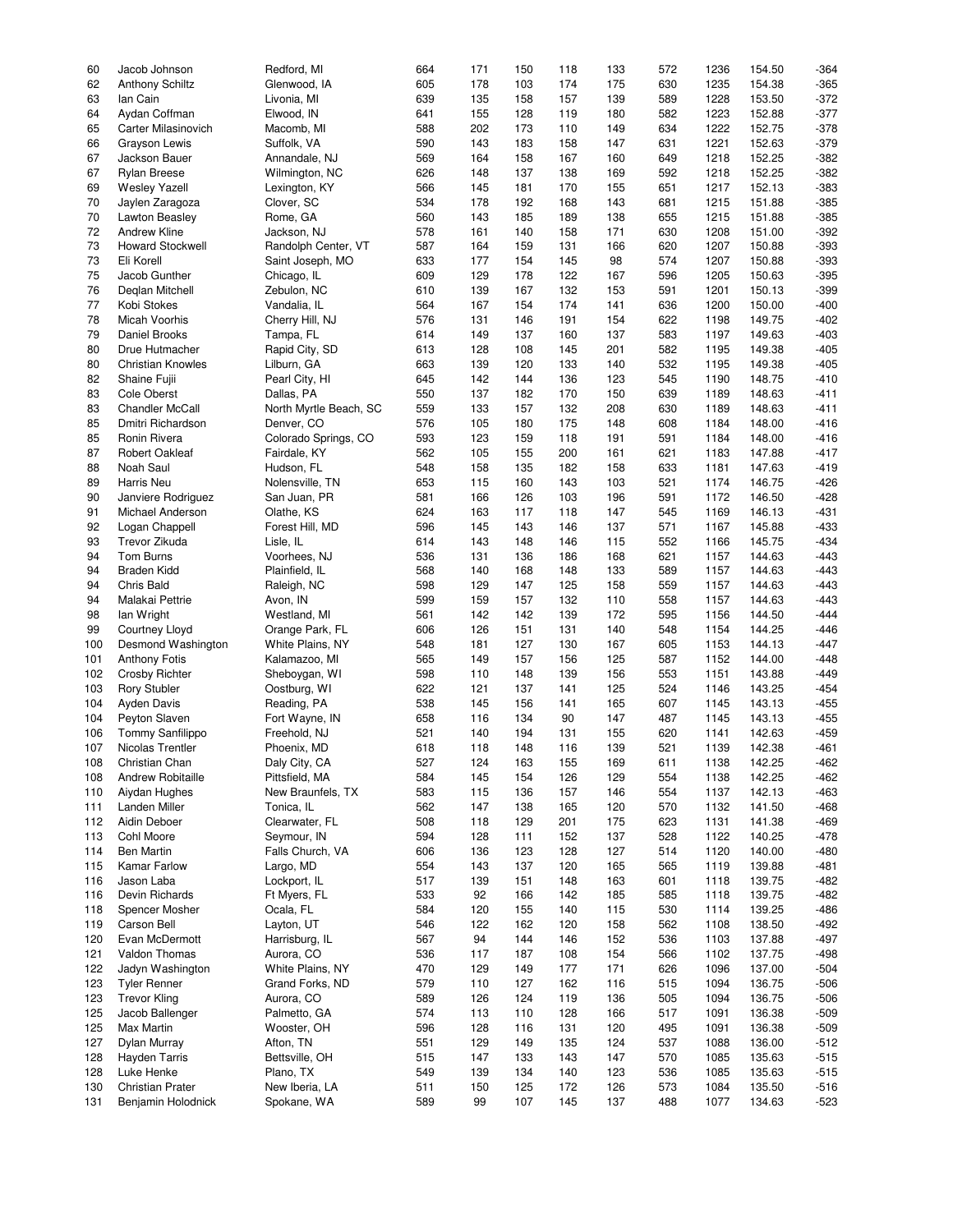| | | | | | | | | | | | |
|---|---|---|---|---|---|---|---|---|---|---|---|
| 60 | Jacob Johnson | Redford, MI | 664 | 171 | 150 | 118 | 133 | 572 | 1236 | 154.50 | -364 |
| 62 | Anthony Schiltz | Glenwood, IA | 605 | 178 | 103 | 174 | 175 | 630 | 1235 | 154.38 | -365 |
| 63 | Ian Cain | Livonia, MI | 639 | 135 | 158 | 157 | 139 | 589 | 1228 | 153.50 | -372 |
| 64 | Aydan Coffman | Elwood, IN | 641 | 155 | 128 | 119 | 180 | 582 | 1223 | 152.88 | -377 |
| 65 | Carter Milasinovich | Macomb, MI | 588 | 202 | 173 | 110 | 149 | 634 | 1222 | 152.75 | -378 |
| 66 | Grayson Lewis | Suffolk, VA | 590 | 143 | 183 | 158 | 147 | 631 | 1221 | 152.63 | -379 |
| 67 | Jackson Bauer | Annandale, NJ | 569 | 164 | 158 | 167 | 160 | 649 | 1218 | 152.25 | -382 |
| 67 | Rylan Breese | Wilmington, NC | 626 | 148 | 137 | 138 | 169 | 592 | 1218 | 152.25 | -382 |
| 69 | Wesley Yazell | Lexington, KY | 566 | 145 | 181 | 170 | 155 | 651 | 1217 | 152.13 | -383 |
| 70 | Jaylen Zaragoza | Clover, SC | 534 | 178 | 192 | 168 | 143 | 681 | 1215 | 151.88 | -385 |
| 70 | Lawton Beasley | Rome, GA | 560 | 143 | 185 | 189 | 138 | 655 | 1215 | 151.88 | -385 |
| 72 | Andrew Kline | Jackson, NJ | 578 | 161 | 140 | 158 | 171 | 630 | 1208 | 151.00 | -392 |
| 73 | Howard Stockwell | Randolph Center, VT | 587 | 164 | 159 | 131 | 166 | 620 | 1207 | 150.88 | -393 |
| 73 | Eli Korell | Saint Joseph, MO | 633 | 177 | 154 | 145 | 98 | 574 | 1207 | 150.88 | -393 |
| 75 | Jacob Gunther | Chicago, IL | 609 | 129 | 178 | 122 | 167 | 596 | 1205 | 150.63 | -395 |
| 76 | Deqlan Mitchell | Zebulon, NC | 610 | 139 | 167 | 132 | 153 | 591 | 1201 | 150.13 | -399 |
| 77 | Kobi Stokes | Vandalia, IL | 564 | 167 | 154 | 174 | 141 | 636 | 1200 | 150.00 | -400 |
| 78 | Micah Voorhis | Cherry Hill, NJ | 576 | 131 | 146 | 191 | 154 | 622 | 1198 | 149.75 | -402 |
| 79 | Daniel Brooks | Tampa, FL | 614 | 149 | 137 | 160 | 137 | 583 | 1197 | 149.63 | -403 |
| 80 | Drue Hutmacher | Rapid City, SD | 613 | 128 | 108 | 145 | 201 | 582 | 1195 | 149.38 | -405 |
| 80 | Christian Knowles | Lilburn, GA | 663 | 139 | 120 | 133 | 140 | 532 | 1195 | 149.38 | -405 |
| 82 | Shaine Fujii | Pearl City, HI | 645 | 142 | 144 | 136 | 123 | 545 | 1190 | 148.75 | -410 |
| 83 | Cole Oberst | Dallas, PA | 550 | 137 | 182 | 170 | 150 | 639 | 1189 | 148.63 | -411 |
| 83 | Chandler McCall | North Myrtle Beach, SC | 559 | 133 | 157 | 132 | 208 | 630 | 1189 | 148.63 | -411 |
| 85 | Dmitri Richardson | Denver, CO | 576 | 105 | 180 | 175 | 148 | 608 | 1184 | 148.00 | -416 |
| 85 | Ronin Rivera | Colorado Springs, CO | 593 | 123 | 159 | 118 | 191 | 591 | 1184 | 148.00 | -416 |
| 87 | Robert Oakleaf | Fairdale, KY | 562 | 105 | 155 | 200 | 161 | 621 | 1183 | 147.88 | -417 |
| 88 | Noah Saul | Hudson, FL | 548 | 158 | 135 | 182 | 158 | 633 | 1181 | 147.63 | -419 |
| 89 | Harris Neu | Nolensville, TN | 653 | 115 | 160 | 143 | 103 | 521 | 1174 | 146.75 | -426 |
| 90 | Janviere Rodriguez | San Juan, PR | 581 | 166 | 126 | 103 | 196 | 591 | 1172 | 146.50 | -428 |
| 91 | Michael Anderson | Olathe, KS | 624 | 163 | 117 | 118 | 147 | 545 | 1169 | 146.13 | -431 |
| 92 | Logan Chappell | Forest Hill, MD | 596 | 145 | 143 | 146 | 137 | 571 | 1167 | 145.88 | -433 |
| 93 | Trevor Zikuda | Lisle, IL | 614 | 143 | 148 | 146 | 115 | 552 | 1166 | 145.75 | -434 |
| 94 | Tom Burns | Voorhees, NJ | 536 | 131 | 136 | 186 | 168 | 621 | 1157 | 144.63 | -443 |
| 94 | Braden Kidd | Plainfield, IL | 568 | 140 | 168 | 148 | 133 | 589 | 1157 | 144.63 | -443 |
| 94 | Chris Bald | Raleigh, NC | 598 | 129 | 147 | 125 | 158 | 559 | 1157 | 144.63 | -443 |
| 94 | Malakai Pettrie | Avon, IN | 599 | 159 | 157 | 132 | 110 | 558 | 1157 | 144.63 | -443 |
| 98 | Ian Wright | Westland, MI | 561 | 142 | 142 | 139 | 172 | 595 | 1156 | 144.50 | -444 |
| 99 | Courtney Lloyd | Orange Park, FL | 606 | 126 | 151 | 131 | 140 | 548 | 1154 | 144.25 | -446 |
| 100 | Desmond Washington | White Plains, NY | 548 | 181 | 127 | 130 | 167 | 605 | 1153 | 144.13 | -447 |
| 101 | Anthony Fotis | Kalamazoo, MI | 565 | 149 | 157 | 156 | 125 | 587 | 1152 | 144.00 | -448 |
| 102 | Crosby Richter | Sheboygan, WI | 598 | 110 | 148 | 139 | 156 | 553 | 1151 | 143.88 | -449 |
| 103 | Rory Stubler | Oostburg, WI | 622 | 121 | 137 | 141 | 125 | 524 | 1146 | 143.25 | -454 |
| 104 | Ayden Davis | Reading, PA | 538 | 145 | 156 | 141 | 165 | 607 | 1145 | 143.13 | -455 |
| 104 | Peyton Slaven | Fort Wayne, IN | 658 | 116 | 134 | 90 | 147 | 487 | 1145 | 143.13 | -455 |
| 106 | Tommy Sanfilippo | Freehold, NJ | 521 | 140 | 194 | 131 | 155 | 620 | 1141 | 142.63 | -459 |
| 107 | Nicolas Trentler | Phoenix, MD | 618 | 118 | 148 | 116 | 139 | 521 | 1139 | 142.38 | -461 |
| 108 | Christian Chan | Daly City, CA | 527 | 124 | 163 | 155 | 169 | 611 | 1138 | 142.25 | -462 |
| 108 | Andrew Robitaille | Pittsfield, MA | 584 | 145 | 154 | 126 | 129 | 554 | 1138 | 142.25 | -462 |
| 110 | Aiydan Hughes | New Braunfels, TX | 583 | 115 | 136 | 157 | 146 | 554 | 1137 | 142.13 | -463 |
| 111 | Landen Miller | Tonica, IL | 562 | 147 | 138 | 165 | 120 | 570 | 1132 | 141.50 | -468 |
| 112 | Aidin Deboer | Clearwater, FL | 508 | 118 | 129 | 201 | 175 | 623 | 1131 | 141.38 | -469 |
| 113 | Cohl Moore | Seymour, IN | 594 | 128 | 111 | 152 | 137 | 528 | 1122 | 140.25 | -478 |
| 114 | Ben Martin | Falls Church, VA | 606 | 136 | 123 | 128 | 127 | 514 | 1120 | 140.00 | -480 |
| 115 | Kamar Farlow | Largo, MD | 554 | 143 | 137 | 120 | 165 | 565 | 1119 | 139.88 | -481 |
| 116 | Jason Laba | Lockport, IL | 517 | 139 | 151 | 148 | 163 | 601 | 1118 | 139.75 | -482 |
| 116 | Devin Richards | Ft Myers, FL | 533 | 92 | 166 | 142 | 185 | 585 | 1118 | 139.75 | -482 |
| 118 | Spencer Mosher | Ocala, FL | 584 | 120 | 155 | 140 | 115 | 530 | 1114 | 139.25 | -486 |
| 119 | Carson Bell | Layton, UT | 546 | 122 | 162 | 120 | 158 | 562 | 1108 | 138.50 | -492 |
| 120 | Evan McDermott | Harrisburg, IL | 567 | 94 | 144 | 146 | 152 | 536 | 1103 | 137.88 | -497 |
| 121 | Valdon Thomas | Aurora, CO | 536 | 117 | 187 | 108 | 154 | 566 | 1102 | 137.75 | -498 |
| 122 | Jadyn Washington | White Plains, NY | 470 | 129 | 149 | 177 | 171 | 626 | 1096 | 137.00 | -504 |
| 123 | Tyler Renner | Grand Forks, ND | 579 | 110 | 127 | 162 | 116 | 515 | 1094 | 136.75 | -506 |
| 123 | Trevor Kling | Aurora, CO | 589 | 126 | 124 | 119 | 136 | 505 | 1094 | 136.75 | -506 |
| 125 | Jacob Ballenger | Palmetto, GA | 574 | 113 | 110 | 128 | 166 | 517 | 1091 | 136.38 | -509 |
| 125 | Max Martin | Wooster, OH | 596 | 128 | 116 | 131 | 120 | 495 | 1091 | 136.38 | -509 |
| 127 | Dylan Murray | Afton, TN | 551 | 129 | 149 | 135 | 124 | 537 | 1088 | 136.00 | -512 |
| 128 | Hayden Tarris | Bettsville, OH | 515 | 147 | 133 | 143 | 147 | 570 | 1085 | 135.63 | -515 |
| 128 | Luke Henke | Plano, TX | 549 | 139 | 134 | 140 | 123 | 536 | 1085 | 135.63 | -515 |
| 130 | Christian Prater | New Iberia, LA | 511 | 150 | 125 | 172 | 126 | 573 | 1084 | 135.50 | -516 |
| 131 | Benjamin Holodnick | Spokane, WA | 589 | 99 | 107 | 145 | 137 | 488 | 1077 | 134.63 | -523 |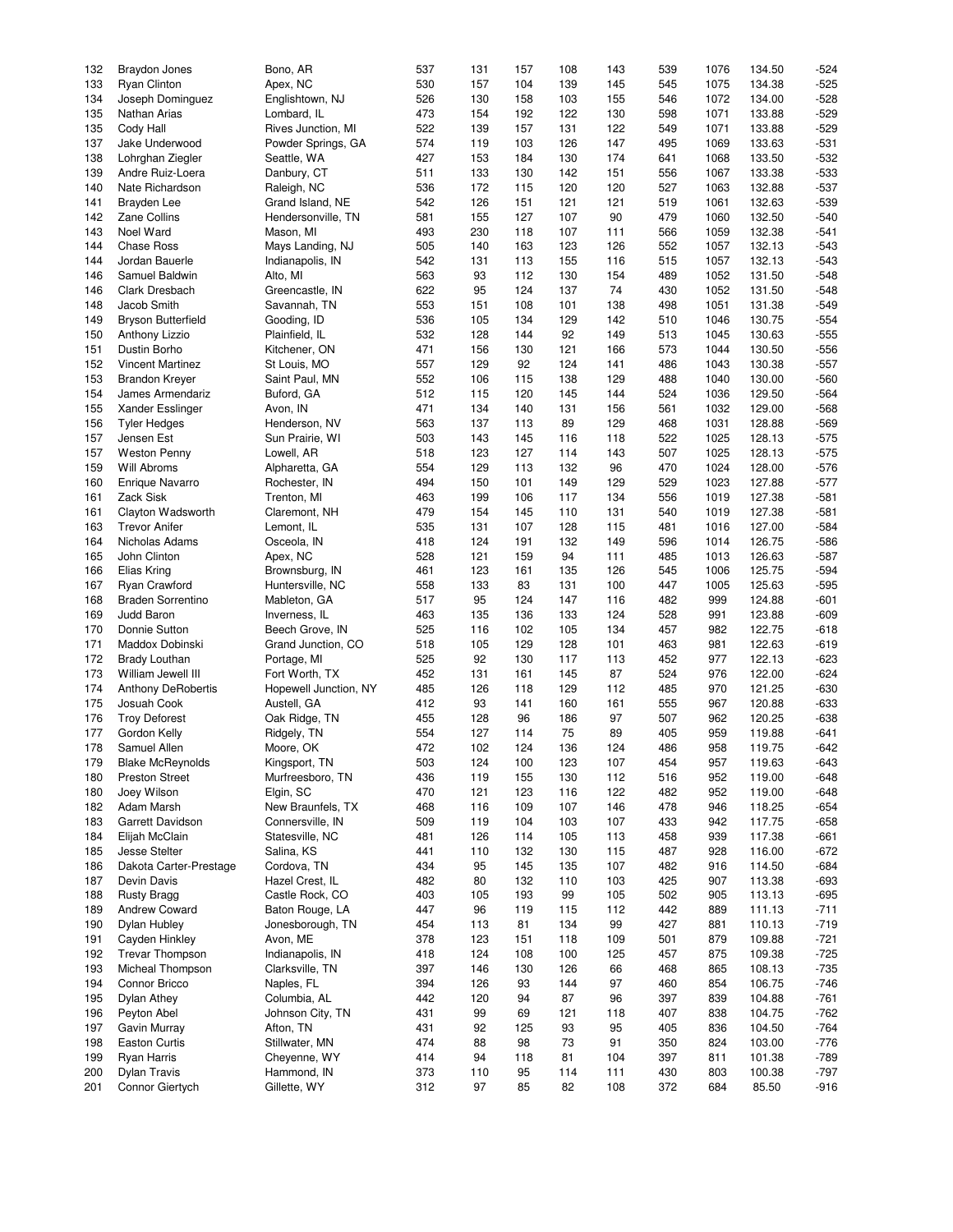| | | | | | | | | | | | |
|---|---|---|---|---|---|---|---|---|---|---|---|
| 132 | Braydon Jones | Bono, AR | 537 | 131 | 157 | 108 | 143 | 539 | 1076 | 134.50 | -524 |
| 133 | Ryan Clinton | Apex, NC | 530 | 157 | 104 | 139 | 145 | 545 | 1075 | 134.38 | -525 |
| 134 | Joseph Dominguez | Englishtown, NJ | 526 | 130 | 158 | 103 | 155 | 546 | 1072 | 134.00 | -528 |
| 135 | Nathan Arias | Lombard, IL | 473 | 154 | 192 | 122 | 130 | 598 | 1071 | 133.88 | -529 |
| 135 | Cody Hall | Rives Junction, MI | 522 | 139 | 157 | 131 | 122 | 549 | 1071 | 133.88 | -529 |
| 137 | Jake Underwood | Powder Springs, GA | 574 | 119 | 103 | 126 | 147 | 495 | 1069 | 133.63 | -531 |
| 138 | Lohrghan Ziegler | Seattle, WA | 427 | 153 | 184 | 130 | 174 | 641 | 1068 | 133.50 | -532 |
| 139 | Andre Ruiz-Loera | Danbury, CT | 511 | 133 | 130 | 142 | 151 | 556 | 1067 | 133.38 | -533 |
| 140 | Nate Richardson | Raleigh, NC | 536 | 172 | 115 | 120 | 120 | 527 | 1063 | 132.88 | -537 |
| 141 | Brayden Lee | Grand Island, NE | 542 | 126 | 151 | 121 | 121 | 519 | 1061 | 132.63 | -539 |
| 142 | Zane Collins | Hendersonville, TN | 581 | 155 | 127 | 107 | 90 | 479 | 1060 | 132.50 | -540 |
| 143 | Noel Ward | Mason, MI | 493 | 230 | 118 | 107 | 111 | 566 | 1059 | 132.38 | -541 |
| 144 | Chase Ross | Mays Landing, NJ | 505 | 140 | 163 | 123 | 126 | 552 | 1057 | 132.13 | -543 |
| 144 | Jordan Bauerle | Indianapolis, IN | 542 | 131 | 113 | 155 | 116 | 515 | 1057 | 132.13 | -543 |
| 146 | Samuel Baldwin | Alto, MI | 563 | 93 | 112 | 130 | 154 | 489 | 1052 | 131.50 | -548 |
| 146 | Clark Dresbach | Greencastle, IN | 622 | 95 | 124 | 137 | 74 | 430 | 1052 | 131.50 | -548 |
| 148 | Jacob Smith | Savannah, TN | 553 | 151 | 108 | 101 | 138 | 498 | 1051 | 131.38 | -549 |
| 149 | Bryson Butterfield | Gooding, ID | 536 | 105 | 134 | 129 | 142 | 510 | 1046 | 130.75 | -554 |
| 150 | Anthony Lizzio | Plainfield, IL | 532 | 128 | 144 | 92 | 149 | 513 | 1045 | 130.63 | -555 |
| 151 | Dustin Borho | Kitchener, ON | 471 | 156 | 130 | 121 | 166 | 573 | 1044 | 130.50 | -556 |
| 152 | Vincent Martinez | St Louis, MO | 557 | 129 | 92 | 124 | 141 | 486 | 1043 | 130.38 | -557 |
| 153 | Brandon Kreyer | Saint Paul, MN | 552 | 106 | 115 | 138 | 129 | 488 | 1040 | 130.00 | -560 |
| 154 | James Armendariz | Buford, GA | 512 | 115 | 120 | 145 | 144 | 524 | 1036 | 129.50 | -564 |
| 155 | Xander Esslinger | Avon, IN | 471 | 134 | 140 | 131 | 156 | 561 | 1032 | 129.00 | -568 |
| 156 | Tyler Hedges | Henderson, NV | 563 | 137 | 113 | 89 | 129 | 468 | 1031 | 128.88 | -569 |
| 157 | Jensen Est | Sun Prairie, WI | 503 | 143 | 145 | 116 | 118 | 522 | 1025 | 128.13 | -575 |
| 157 | Weston Penny | Lowell, AR | 518 | 123 | 127 | 114 | 143 | 507 | 1025 | 128.13 | -575 |
| 159 | Will Abroms | Alpharetta, GA | 554 | 129 | 113 | 132 | 96 | 470 | 1024 | 128.00 | -576 |
| 160 | Enrique Navarro | Rochester, IN | 494 | 150 | 101 | 149 | 129 | 529 | 1023 | 127.88 | -577 |
| 161 | Zack Sisk | Trenton, MI | 463 | 199 | 106 | 117 | 134 | 556 | 1019 | 127.38 | -581 |
| 161 | Clayton Wadsworth | Claremont, NH | 479 | 154 | 145 | 110 | 131 | 540 | 1019 | 127.38 | -581 |
| 163 | Trevor Anifer | Lemont, IL | 535 | 131 | 107 | 128 | 115 | 481 | 1016 | 127.00 | -584 |
| 164 | Nicholas Adams | Osceola, IN | 418 | 124 | 191 | 132 | 149 | 596 | 1014 | 126.75 | -586 |
| 165 | John Clinton | Apex, NC | 528 | 121 | 159 | 94 | 111 | 485 | 1013 | 126.63 | -587 |
| 166 | Elias Kring | Brownsburg, IN | 461 | 123 | 161 | 135 | 126 | 545 | 1006 | 125.75 | -594 |
| 167 | Ryan Crawford | Huntersville, NC | 558 | 133 | 83 | 131 | 100 | 447 | 1005 | 125.63 | -595 |
| 168 | Braden Sorrentino | Mableton, GA | 517 | 95 | 124 | 147 | 116 | 482 | 999 | 124.88 | -601 |
| 169 | Judd Baron | Inverness, IL | 463 | 135 | 136 | 133 | 124 | 528 | 991 | 123.88 | -609 |
| 170 | Donnie Sutton | Beech Grove, IN | 525 | 116 | 102 | 105 | 134 | 457 | 982 | 122.75 | -618 |
| 171 | Maddox Dobinski | Grand Junction, CO | 518 | 105 | 129 | 128 | 101 | 463 | 981 | 122.63 | -619 |
| 172 | Brady Louthan | Portage, MI | 525 | 92 | 130 | 117 | 113 | 452 | 977 | 122.13 | -623 |
| 173 | William Jewell III | Fort Worth, TX | 452 | 131 | 161 | 145 | 87 | 524 | 976 | 122.00 | -624 |
| 174 | Anthony DeRobertis | Hopewell Junction, NY | 485 | 126 | 118 | 129 | 112 | 485 | 970 | 121.25 | -630 |
| 175 | Josuah Cook | Austell, GA | 412 | 93 | 141 | 160 | 161 | 555 | 967 | 120.88 | -633 |
| 176 | Troy Deforest | Oak Ridge, TN | 455 | 128 | 96 | 186 | 97 | 507 | 962 | 120.25 | -638 |
| 177 | Gordon Kelly | Ridgely, TN | 554 | 127 | 114 | 75 | 89 | 405 | 959 | 119.88 | -641 |
| 178 | Samuel Allen | Moore, OK | 472 | 102 | 124 | 136 | 124 | 486 | 958 | 119.75 | -642 |
| 179 | Blake McReynolds | Kingsport, TN | 503 | 124 | 100 | 123 | 107 | 454 | 957 | 119.63 | -643 |
| 180 | Preston Street | Murfreesboro, TN | 436 | 119 | 155 | 130 | 112 | 516 | 952 | 119.00 | -648 |
| 180 | Joey Wilson | Elgin, SC | 470 | 121 | 123 | 116 | 122 | 482 | 952 | 119.00 | -648 |
| 182 | Adam Marsh | New Braunfels, TX | 468 | 116 | 109 | 107 | 146 | 478 | 946 | 118.25 | -654 |
| 183 | Garrett Davidson | Connersville, IN | 509 | 119 | 104 | 103 | 107 | 433 | 942 | 117.75 | -658 |
| 184 | Elijah McClain | Statesville, NC | 481 | 126 | 114 | 105 | 113 | 458 | 939 | 117.38 | -661 |
| 185 | Jesse Stelter | Salina, KS | 441 | 110 | 132 | 130 | 115 | 487 | 928 | 116.00 | -672 |
| 186 | Dakota Carter-Prestage | Cordova, TN | 434 | 95 | 145 | 135 | 107 | 482 | 916 | 114.50 | -684 |
| 187 | Devin Davis | Hazel Crest, IL | 482 | 80 | 132 | 110 | 103 | 425 | 907 | 113.38 | -693 |
| 188 | Rusty Bragg | Castle Rock, CO | 403 | 105 | 193 | 99 | 105 | 502 | 905 | 113.13 | -695 |
| 189 | Andrew Coward | Baton Rouge, LA | 447 | 96 | 119 | 115 | 112 | 442 | 889 | 111.13 | -711 |
| 190 | Dylan Hubley | Jonesborough, TN | 454 | 113 | 81 | 134 | 99 | 427 | 881 | 110.13 | -719 |
| 191 | Cayden Hinkley | Avon, ME | 378 | 123 | 151 | 118 | 109 | 501 | 879 | 109.88 | -721 |
| 192 | Trevar Thompson | Indianapolis, IN | 418 | 124 | 108 | 100 | 125 | 457 | 875 | 109.38 | -725 |
| 193 | Micheal Thompson | Clarksville, TN | 397 | 146 | 130 | 126 | 66 | 468 | 865 | 108.13 | -735 |
| 194 | Connor Bricco | Naples, FL | 394 | 126 | 93 | 144 | 97 | 460 | 854 | 106.75 | -746 |
| 195 | Dylan Athey | Columbia, AL | 442 | 120 | 94 | 87 | 96 | 397 | 839 | 104.88 | -761 |
| 196 | Peyton Abel | Johnson City, TN | 431 | 99 | 69 | 121 | 118 | 407 | 838 | 104.75 | -762 |
| 197 | Gavin Murray | Afton, TN | 431 | 92 | 125 | 93 | 95 | 405 | 836 | 104.50 | -764 |
| 198 | Easton Curtis | Stillwater, MN | 474 | 88 | 98 | 73 | 91 | 350 | 824 | 103.00 | -776 |
| 199 | Ryan Harris | Cheyenne, WY | 414 | 94 | 118 | 81 | 104 | 397 | 811 | 101.38 | -789 |
| 200 | Dylan Travis | Hammond, IN | 373 | 110 | 95 | 114 | 111 | 430 | 803 | 100.38 | -797 |
| 201 | Connor Giertych | Gillette, WY | 312 | 97 | 85 | 82 | 108 | 372 | 684 | 85.50 | -916 |